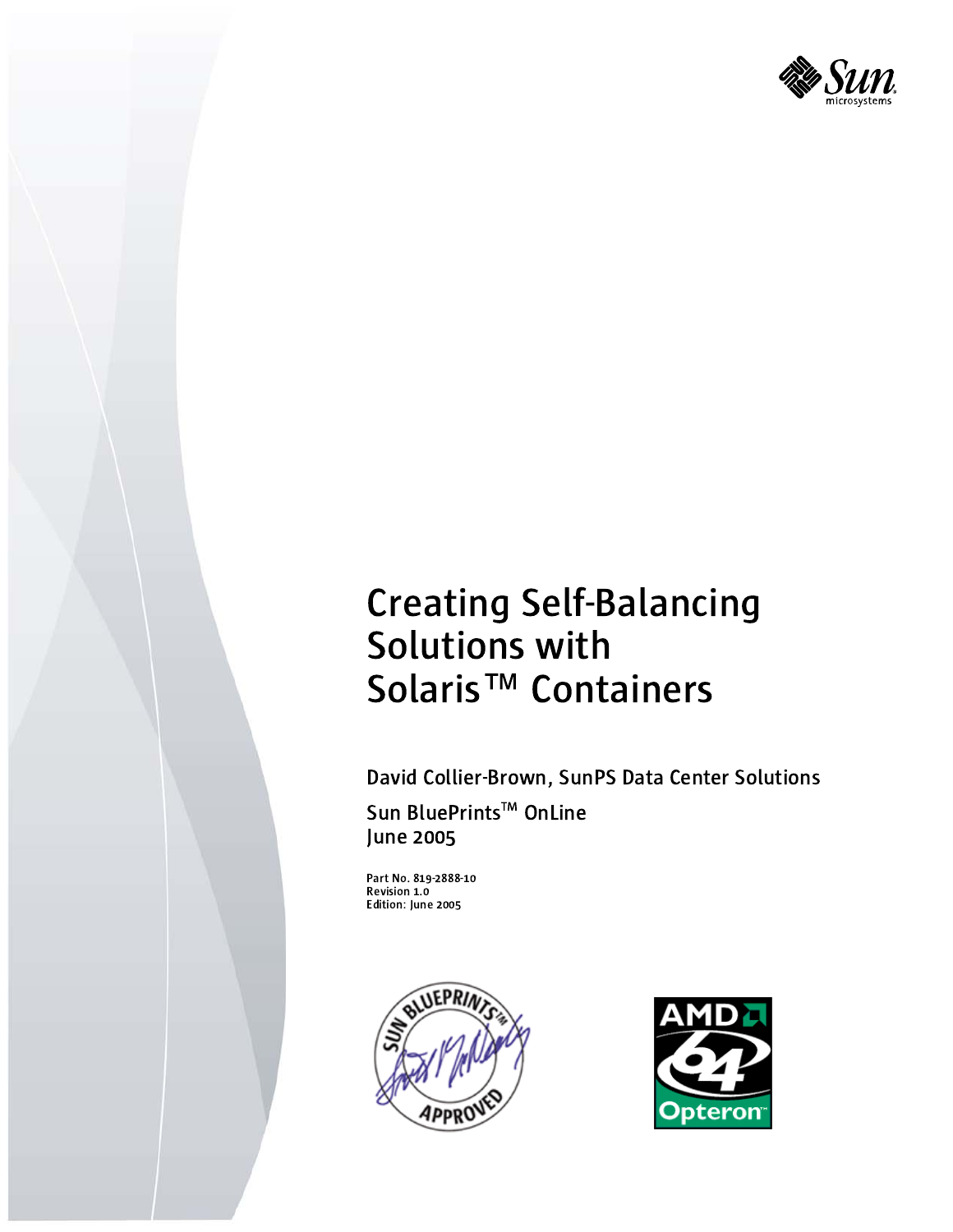# Creating Self-Balancing Solutions with Solaris™ Containers

David Collier-Brown, SunPS Data Center Solutions

Sun BluePrints™ OnLine
June 2005

Part No. 819-2888-10
Revision 1.0
Edition: June 2005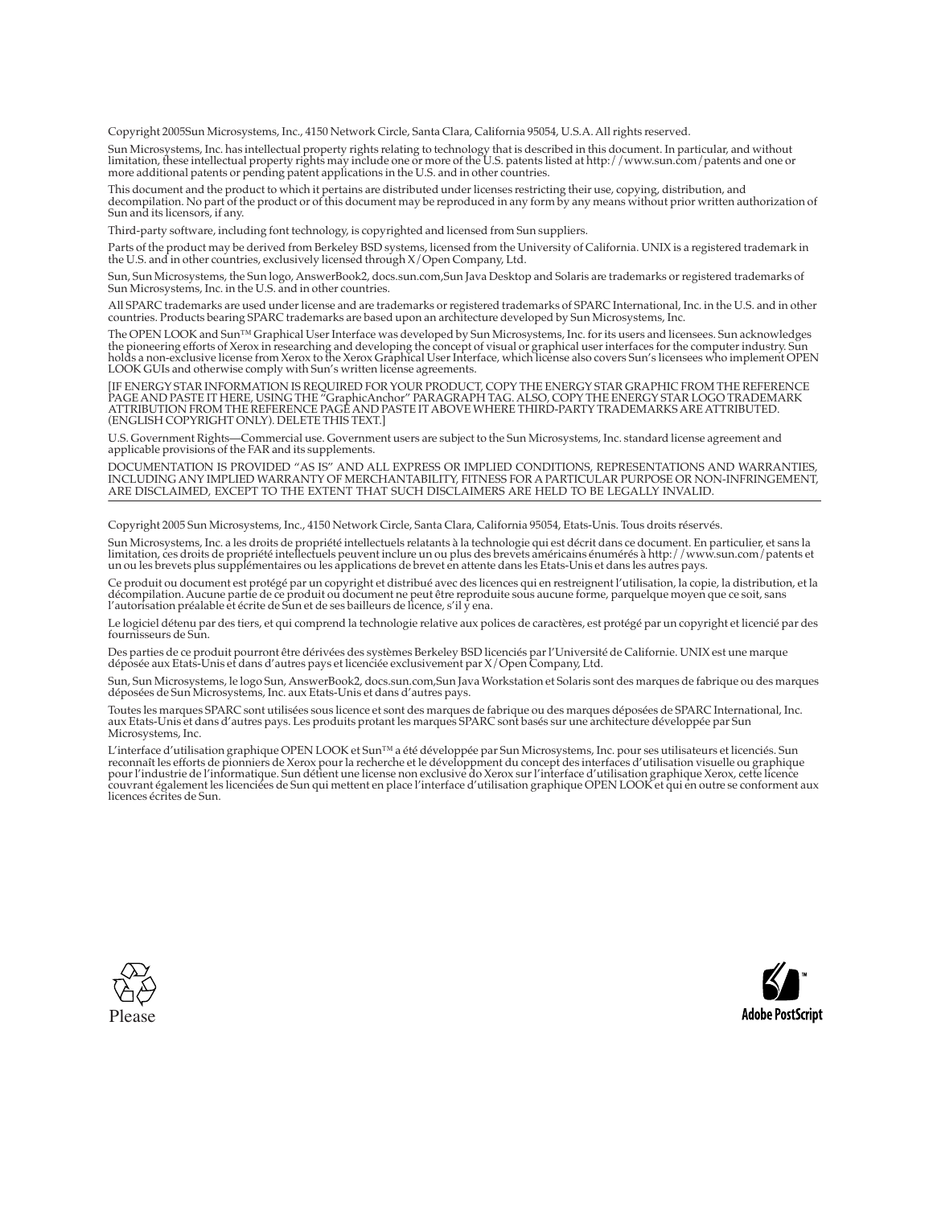Copyright 2005Sun Microsystems, Inc., 4150 Network Circle, Santa Clara, California 95054, U.S.A. All rights reserved.

Sun Microsystems, Inc. has intellectual property rights relating to technology that is described in this document. In particular, and without limitation, these intellectual property rights may include one or more of the U.S. patents listed at http://www.sun.com/patents and one or more additional patents or pending patent applications in the U.S. and in other countries.

This document and the product to which it pertains are distributed under licenses restricting their use, copying, distribution, and decompilation. No part of the product or of this document may be reproduced in any form by any means without prior written authorization of Sun and its licensors, if any.

Third-party software, including font technology, is copyrighted and licensed from Sun suppliers.

Parts of the product may be derived from Berkeley BSD systems, licensed from the University of California. UNIX is a registered trademark in the U.S. and in other countries, exclusively licensed through X/Open Company, Ltd.

Sun, Sun Microsystems, the Sun logo, AnswerBook2, docs.sun.com,Sun Java Desktop and Solaris are trademarks or registered trademarks of Sun Microsystems, Inc. in the U.S. and in other countries.

All SPARC trademarks are used under license and are trademarks or registered trademarks of SPARC International, Inc. in the U.S. and in other countries. Products bearing SPARC trademarks are based upon an architecture developed by Sun Microsystems, Inc.

The OPEN LOOK and Sun™ Graphical User Interface was developed by Sun Microsystems, Inc. for its users and licensees. Sun acknowledges the pioneering efforts of Xerox in researching and developing the concept of visual or graphical user interfaces for the computer industry. Sun holds a non-exclusive license from Xerox to the Xerox Graphical User Interface, which license also covers Sun's licensees who implement OPEN LOOK GUIs and otherwise comply with Sun's written license agreements.

[IF ENERGY STAR INFORMATION IS REQUIRED FOR YOUR PRODUCT, COPY THE ENERGY STAR GRAPHIC FROM THE REFERENCE PAGE AND PASTE IT HERE, USING THE "GraphicAnchor" PARAGRAPH TAG. ALSO, COPY THE ENERGY STAR LOGO TRADEMARK ATTRIBUTION FROM THE REFERENCE PAGE AND PASTE IT ABOVE WHERE THIRD-PARTY TRADEMARKS ARE ATTRIBUTED. (ENGLISH COPYRIGHT ONLY). DELETE THIS TEXT.]

U.S. Government Rights—Commercial use. Government users are subject to the Sun Microsystems, Inc. standard license agreement and applicable provisions of the FAR and its supplements.

DOCUMENTATION IS PROVIDED "AS IS" AND ALL EXPRESS OR IMPLIED CONDITIONS, REPRESENTATIONS AND WARRANTIES, INCLUDING ANY IMPLIED WARRANTY OF MERCHANTABILITY, FITNESS FOR A PARTICULAR PURPOSE OR NON-INFRINGEMENT, ARE DISCLAIMED, EXCEPT TO THE EXTENT THAT SUCH DISCLAIMERS ARE HELD TO BE LEGALLY INVALID.

---

Copyright 2005 Sun Microsystems, Inc., 4150 Network Circle, Santa Clara, California 95054, Etats-Unis. Tous droits réservés.

Sun Microsystems, Inc. a les droits de propriété intellectuels relatants à la technologie qui est décrit dans ce document. En particulier, et sans la limitation, ces droits de propriété intellectuels peuvent inclure un ou plus des brevets américains énumérés à http://www.sun.com/patents et un ou les brevets plus supplémentaires ou les applications de brevet en attente dans les Etats-Unis et dans les autres pays.

Ce produit ou document est protégé par un copyright et distribué avec des licences qui en restreignent l'utilisation, la copie, la distribution, et la décompilation. Aucune partie de ce produit ou document ne peut être reproduite sous aucune forme, parquelque moyen que ce soit, sans l'autorisation préalable et écrite de Sun et de ses bailleurs de licence, s'il y ena.

Le logiciel détenu par des tiers, et qui comprend la technologie relative aux polices de caractères, est protégé par un copyright et licencié par des fournisseurs de Sun.

Des parties de ce produit pourront être dérivées des systèmes Berkeley BSD licenciés par l'Université de Californie. UNIX est une marque déposée aux Etats-Unis et dans d'autres pays et licenciée exclusivement par X/Open Company, Ltd.

Sun, Sun Microsystems, le logo Sun, AnswerBook2, docs.sun.com,Sun Java Workstation et Solaris sont des marques de fabrique ou des marques déposées de Sun Microsystems, Inc. aux Etats-Unis et dans d'autres pays.

Toutes les marques SPARC sont utilisées sous licence et sont des marques de fabrique ou des marques déposées de SPARC International, Inc. aux Etats-Unis et dans d'autres pays. Les produits protant les marques SPARC sont basés sur une architecture développée par Sun Microsystems, Inc.

L'interface d'utilisation graphique OPEN LOOK et Sun™ a été développée par Sun Microsystems, Inc. pour ses utilisateurs et licenciés. Sun reconnaît les efforts de pionniers de Xerox pour la recherche et le développment du concept des interfaces d'utilisation visuelle ou graphique pour l'industrie de l'informatique. Sun détient une license non exclusive do Xerox sur l'interface d'utilisation graphique Xerox, cette licence couvrant également les licenciées de Sun qui mettent en place l'interface d'utilisation graphique OPEN LOOK et qui en outre se conforment aux licences écrites de Sun.

Please

Adobe PostScript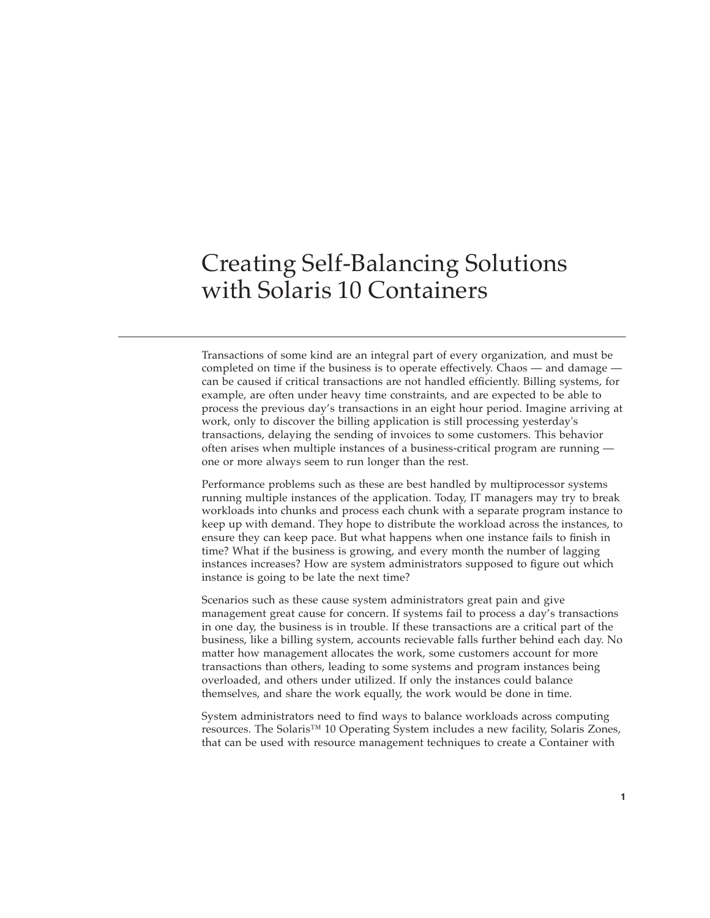# Creating Self-Balancing Solutions with Solaris 10 Containers

Transactions of some kind are an integral part of every organization, and must be completed on time if the business is to operate effectively. Chaos — and damage — can be caused if critical transactions are not handled efficiently. Billing systems, for example, are often under heavy time constraints, and are expected to be able to process the previous day's transactions in an eight hour period. Imagine arriving at work, only to discover the billing application is still processing yesterday's transactions, delaying the sending of invoices to some customers. This behavior often arises when multiple instances of a business-critical program are running — one or more always seem to run longer than the rest.

Performance problems such as these are best handled by multiprocessor systems running multiple instances of the application. Today, IT managers may try to break workloads into chunks and process each chunk with a separate program instance to keep up with demand. They hope to distribute the workload across the instances, to ensure they can keep pace. But what happens when one instance fails to finish in time? What if the business is growing, and every month the number of lagging instances increases? How are system administrators supposed to figure out which instance is going to be late the next time?

Scenarios such as these cause system administrators great pain and give management great cause for concern. If systems fail to process a day's transactions in one day, the business is in trouble. If these transactions are a critical part of the business, like a billing system, accounts recievable falls further behind each day. No matter how management allocates the work, some customers account for more transactions than others, leading to some systems and program instances being overloaded, and others under utilized. If only the instances could balance themselves, and share the work equally, the work would be done in time.

System administrators need to find ways to balance workloads across computing resources. The Solaris™ 10 Operating System includes a new facility, Solaris Zones, that can be used with resource management techniques to create a Container with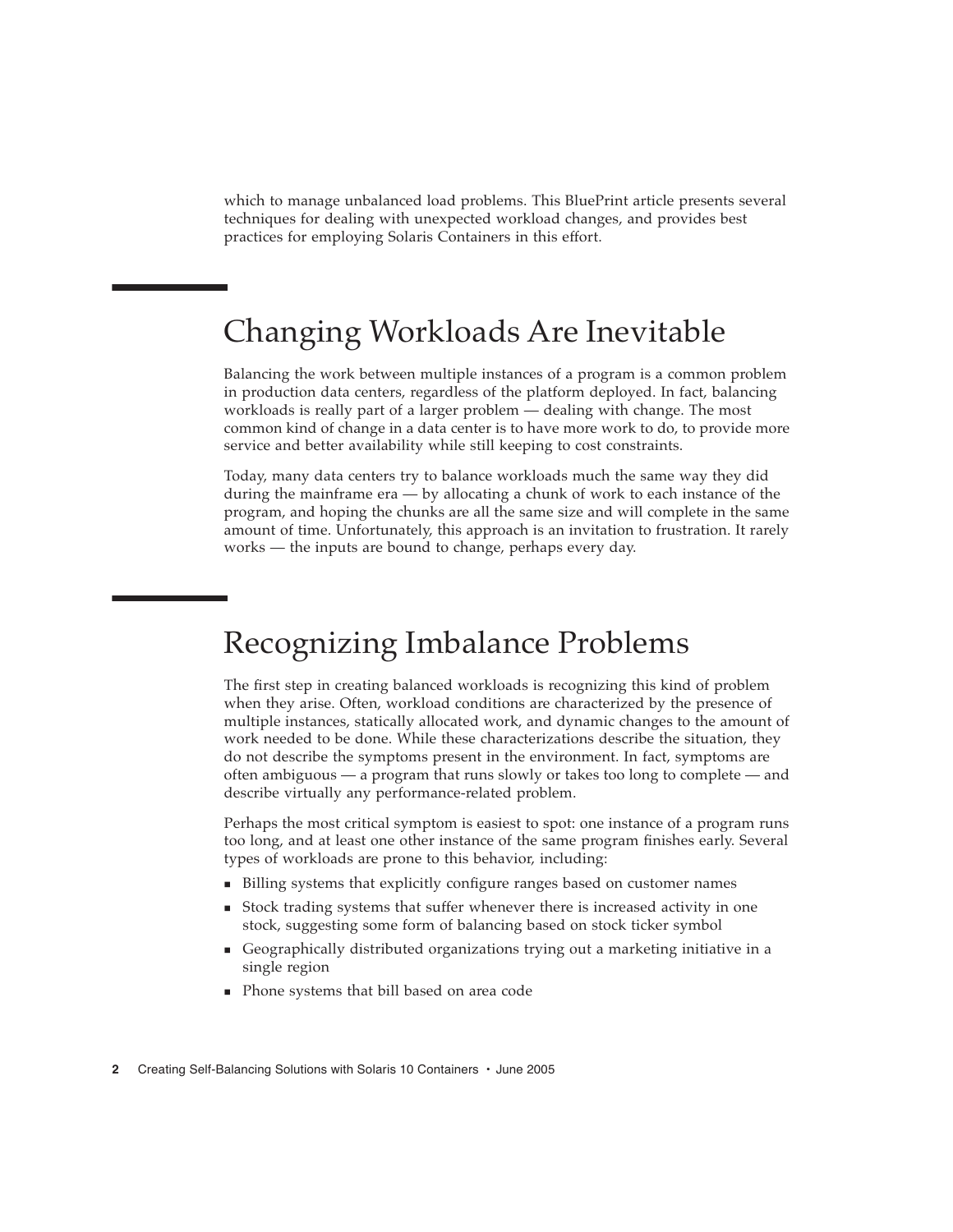which to manage unbalanced load problems. This BluePrint article presents several techniques for dealing with unexpected workload changes, and provides best practices for employing Solaris Containers in this effort.

## Changing Workloads Are Inevitable

Balancing the work between multiple instances of a program is a common problem in production data centers, regardless of the platform deployed. In fact, balancing workloads is really part of a larger problem — dealing with change. The most common kind of change in a data center is to have more work to do, to provide more service and better availability while still keeping to cost constraints.

Today, many data centers try to balance workloads much the same way they did during the mainframe era — by allocating a chunk of work to each instance of the program, and hoping the chunks are all the same size and will complete in the same amount of time. Unfortunately, this approach is an invitation to frustration. It rarely works — the inputs are bound to change, perhaps every day.

## Recognizing Imbalance Problems

The first step in creating balanced workloads is recognizing this kind of problem when they arise. Often, workload conditions are characterized by the presence of multiple instances, statically allocated work, and dynamic changes to the amount of work needed to be done. While these characterizations describe the situation, they do not describe the symptoms present in the environment. In fact, symptoms are often ambiguous — a program that runs slowly or takes too long to complete — and describe virtually any performance-related problem.

Perhaps the most critical symptom is easiest to spot: one instance of a program runs too long, and at least one other instance of the same program finishes early. Several types of workloads are prone to this behavior, including:

- Billing systems that explicitly configure ranges based on customer names
- Stock trading systems that suffer whenever there is increased activity in one stock, suggesting some form of balancing based on stock ticker symbol
- Geographically distributed organizations trying out a marketing initiative in a single region
- Phone systems that bill based on area code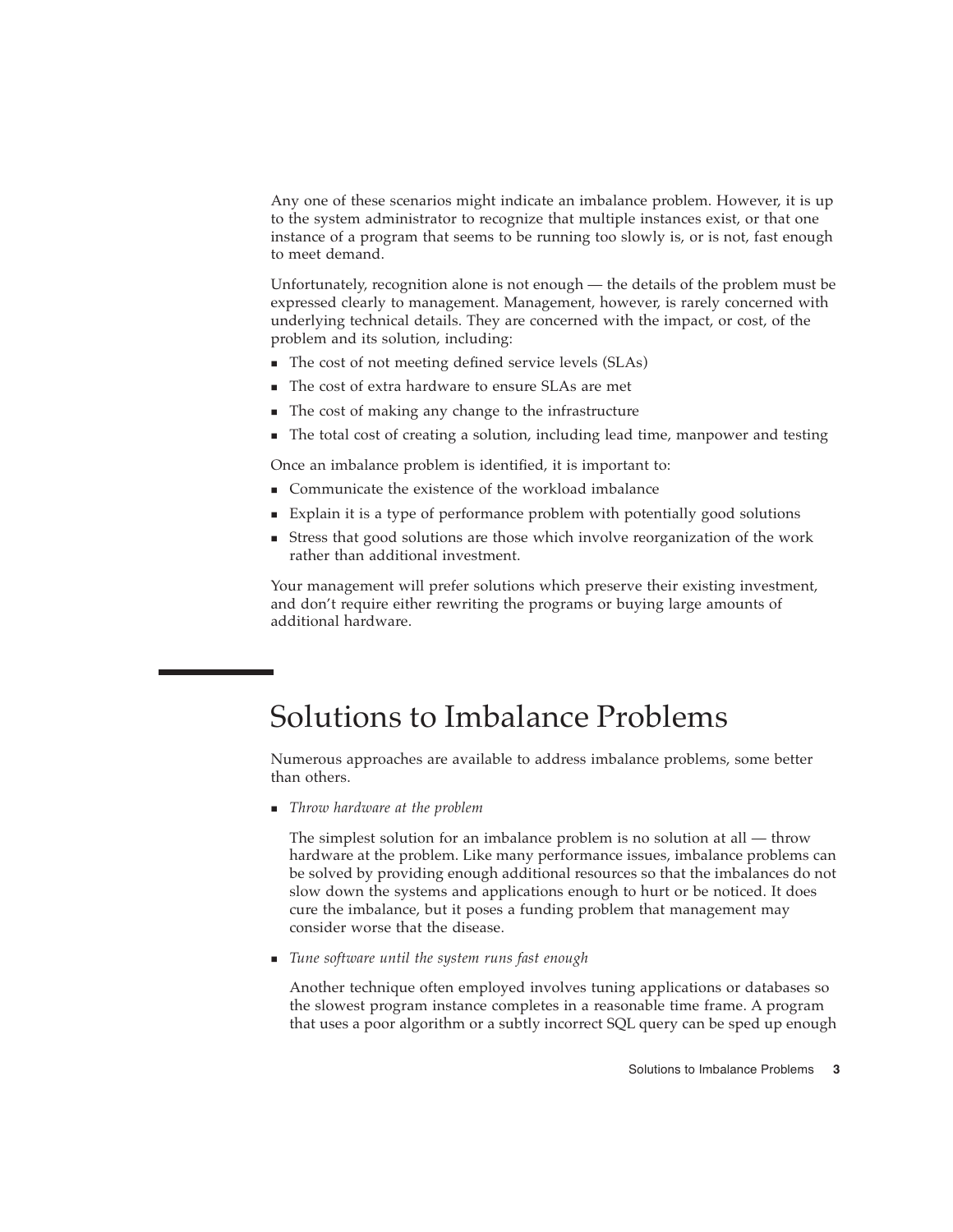Any one of these scenarios might indicate an imbalance problem. However, it is up to the system administrator to recognize that multiple instances exist, or that one instance of a program that seems to be running too slowly is, or is not, fast enough to meet demand.

Unfortunately, recognition alone is not enough — the details of the problem must be expressed clearly to management. Management, however, is rarely concerned with underlying technical details. They are concerned with the impact, or cost, of the problem and its solution, including:

- The cost of not meeting defined service levels (SLAs)
- The cost of extra hardware to ensure SLAs are met
- The cost of making any change to the infrastructure
- The total cost of creating a solution, including lead time, manpower and testing

Once an imbalance problem is identified, it is important to:

- Communicate the existence of the workload imbalance
- Explain it is a type of performance problem with potentially good solutions
- Stress that good solutions are those which involve reorganization of the work rather than additional investment.

Your management will prefer solutions which preserve their existing investment, and don't require either rewriting the programs or buying large amounts of additional hardware.

# Solutions to Imbalance Problems

Numerous approaches are available to address imbalance problems, some better than others.

- *Throw hardware at the problem*

  The simplest solution for an imbalance problem is no solution at all — throw hardware at the problem. Like many performance issues, imbalance problems can be solved by providing enough additional resources so that the imbalances do not slow down the systems and applications enough to hurt or be noticed. It does cure the imbalance, but it poses a funding problem that management may consider worse that the disease.

- *Tune software until the system runs fast enough*

  Another technique often employed involves tuning applications or databases so the slowest program instance completes in a reasonable time frame. A program that uses a poor algorithm or a subtly incorrect SQL query can be sped up enough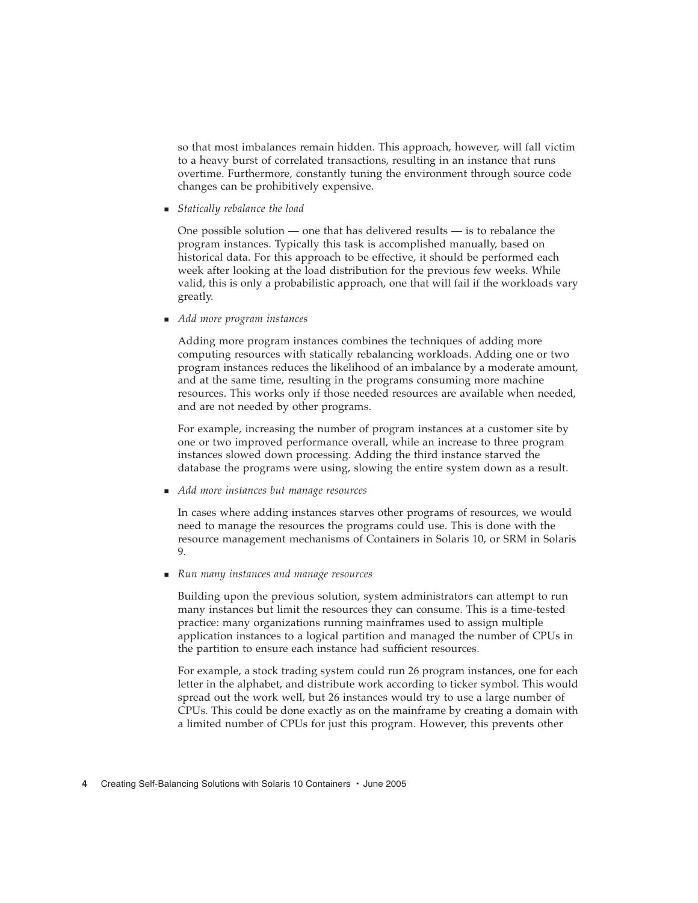so that most imbalances remain hidden. This approach, however, will fall victim to a heavy burst of correlated transactions, resulting in an instance that runs overtime. Furthermore, constantly tuning the environment through source code changes can be prohibitively expensive.

- *Statically rebalance the load*

  One possible solution — one that has delivered results — is to rebalance the program instances. Typically this task is accomplished manually, based on historical data. For this approach to be effective, it should be performed each week after looking at the load distribution for the previous few weeks. While valid, this is only a probabilistic approach, one that will fail if the workloads vary greatly.

- *Add more program instances*

  Adding more program instances combines the techniques of adding more computing resources with statically rebalancing workloads. Adding one or two program instances reduces the likelihood of an imbalance by a moderate amount, and at the same time, resulting in the programs consuming more machine resources. This works only if those needed resources are available when needed, and are not needed by other programs.

  For example, increasing the number of program instances at a customer site by one or two improved performance overall, while an increase to three program instances slowed down processing. Adding the third instance starved the database the programs were using, slowing the entire system down as a result.

- *Add more instances but manage resources*

  In cases where adding instances starves other programs of resources, we would need to manage the resources the programs could use. This is done with the resource management mechanisms of Containers in Solaris 10, or SRM in Solaris 9.

- *Run many instances and manage resources*

  Building upon the previous solution, system administrators can attempt to run many instances but limit the resources they can consume. This is a time-tested practice: many organizations running mainframes used to assign multiple application instances to a logical partition and managed the number of CPUs in the partition to ensure each instance had sufficient resources.

  For example, a stock trading system could run 26 program instances, one for each letter in the alphabet, and distribute work according to ticker symbol. This would spread out the work well, but 26 instances would try to use a large number of CPUs. This could be done exactly as on the mainframe by creating a domain with a limited number of CPUs for just this program. However, this prevents other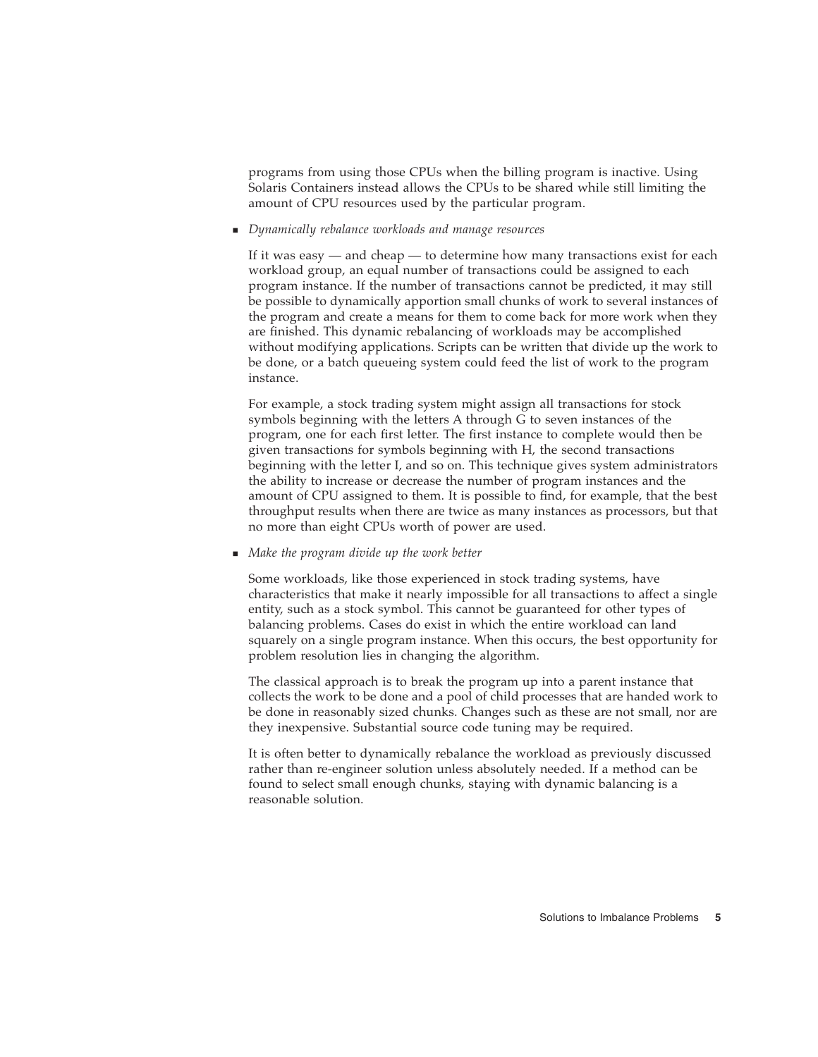programs from using those CPUs when the billing program is inactive. Using Solaris Containers instead allows the CPUs to be shared while still limiting the amount of CPU resources used by the particular program.

- *Dynamically rebalance workloads and manage resources*

  If it was easy — and cheap — to determine how many transactions exist for each workload group, an equal number of transactions could be assigned to each program instance. If the number of transactions cannot be predicted, it may still be possible to dynamically apportion small chunks of work to several instances of the program and create a means for them to come back for more work when they are finished. This dynamic rebalancing of workloads may be accomplished without modifying applications. Scripts can be written that divide up the work to be done, or a batch queueing system could feed the list of work to the program instance.

  For example, a stock trading system might assign all transactions for stock symbols beginning with the letters A through G to seven instances of the program, one for each first letter. The first instance to complete would then be given transactions for symbols beginning with H, the second transactions beginning with the letter I, and so on. This technique gives system administrators the ability to increase or decrease the number of program instances and the amount of CPU assigned to them. It is possible to find, for example, that the best throughput results when there are twice as many instances as processors, but that no more than eight CPUs worth of power are used.

- *Make the program divide up the work better*

  Some workloads, like those experienced in stock trading systems, have characteristics that make it nearly impossible for all transactions to affect a single entity, such as a stock symbol. This cannot be guaranteed for other types of balancing problems. Cases do exist in which the entire workload can land squarely on a single program instance. When this occurs, the best opportunity for problem resolution lies in changing the algorithm.

  The classical approach is to break the program up into a parent instance that collects the work to be done and a pool of child processes that are handed work to be done in reasonably sized chunks. Changes such as these are not small, nor are they inexpensive. Substantial source code tuning may be required.

  It is often better to dynamically rebalance the workload as previously discussed rather than re-engineer solution unless absolutely needed. If a method can be found to select small enough chunks, staying with dynamic balancing is a reasonable solution.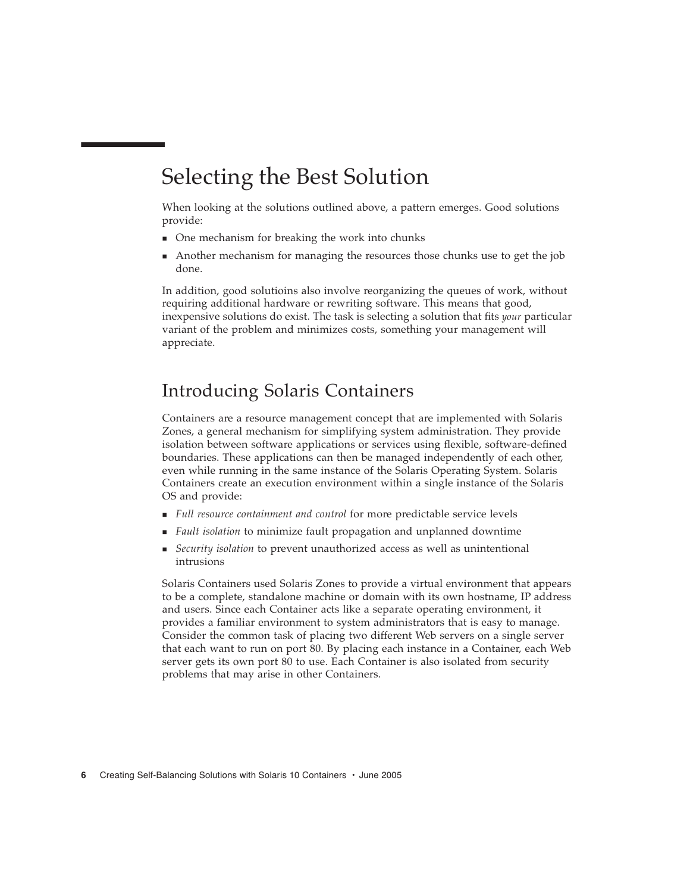# Selecting the Best Solution

When looking at the solutions outlined above, a pattern emerges. Good solutions provide:

- One mechanism for breaking the work into chunks
- Another mechanism for managing the resources those chunks use to get the job done.

In addition, good solutioins also involve reorganizing the queues of work, without requiring additional hardware or rewriting software. This means that good, inexpensive solutions do exist. The task is selecting a solution that fits *your* particular variant of the problem and minimizes costs, something your management will appreciate.

## Introducing Solaris Containers

Containers are a resource management concept that are implemented with Solaris Zones, a general mechanism for simplifying system administration. They provide isolation between software applications or services using flexible, software-defined boundaries. These applications can then be managed independently of each other, even while running in the same instance of the Solaris Operating System. Solaris Containers create an execution environment within a single instance of the Solaris OS and provide:

- *Full resource containment and control* for more predictable service levels
- *Fault isolation* to minimize fault propagation and unplanned downtime
- *Security isolation* to prevent unauthorized access as well as unintentional intrusions

Solaris Containers used Solaris Zones to provide a virtual environment that appears to be a complete, standalone machine or domain with its own hostname, IP address and users. Since each Container acts like a separate operating environment, it provides a familiar environment to system administrators that is easy to manage. Consider the common task of placing two different Web servers on a single server that each want to run on port 80. By placing each instance in a Container, each Web server gets its own port 80 to use. Each Container is also isolated from security problems that may arise in other Containers.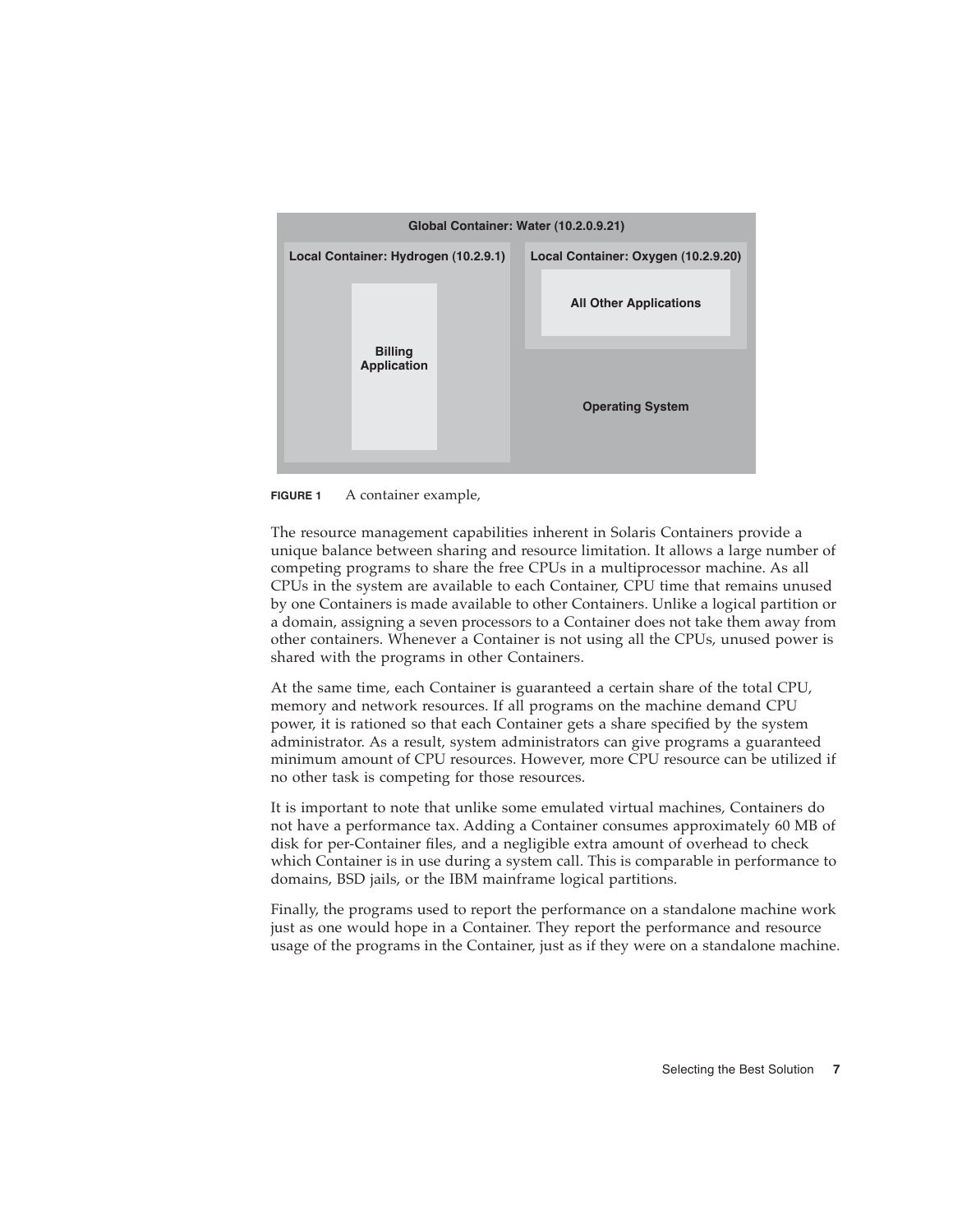Global Container: Water (10.2.0.9.21)

Local Container: Hydrogen (10.2.9.1)

Billing Application

Local Container: Oxygen (10.2.9.20)

All Other Applications

Operating System

**FIGURE 1** A container example,

The resource management capabilities inherent in Solaris Containers provide a unique balance between sharing and resource limitation. It allows a large number of competing programs to share the free CPUs in a multiprocessor machine. As all CPUs in the system are available to each Container, CPU time that remains unused by one Containers is made available to other Containers. Unlike a logical partition or a domain, assigning a seven processors to a Container does not take them away from other containers. Whenever a Container is not using all the CPUs, unused power is shared with the programs in other Containers.

At the same time, each Container is guaranteed a certain share of the total CPU, memory and network resources. If all programs on the machine demand CPU power, it is rationed so that each Container gets a share specified by the system administrator. As a result, system administrators can give programs a guaranteed minimum amount of CPU resources. However, more CPU resource can be utilized if no other task is competing for those resources.

It is important to note that unlike some emulated virtual machines, Containers do not have a performance tax. Adding a Container consumes approximately 60 MB of disk for per-Container files, and a negligible extra amount of overhead to check which Container is in use during a system call. This is comparable in performance to domains, BSD jails, or the IBM mainframe logical partitions.

Finally, the programs used to report the performance on a standalone machine work just as one would hope in a Container. They report the performance and resource usage of the programs in the Container, just as if they were on a standalone machine.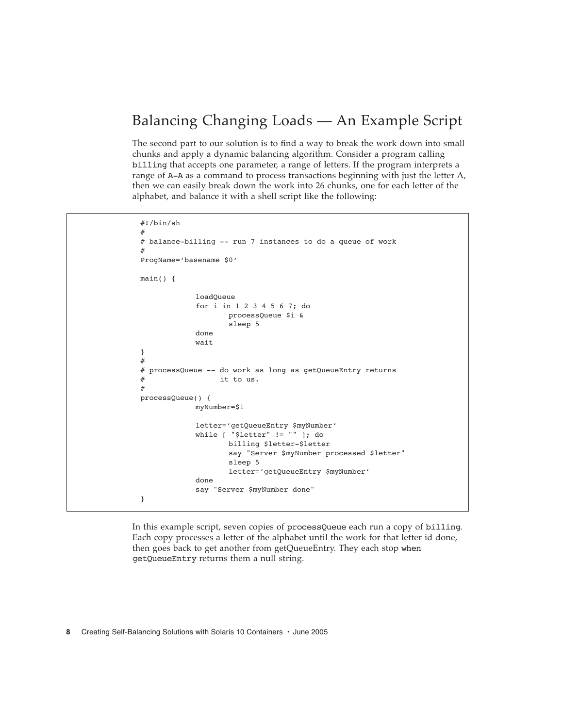## Balancing Changing Loads — An Example Script

The second part to our solution is to find a way to break the work down into small chunks and apply a dynamic balancing algorithm. Consider a program calling `billing` that accepts one parameter, a range of letters. If the program interprets a range of `A-A` as a command to process transactions beginning with just the letter A, then we can easily break down the work into 26 chunks, one for each letter of the alphabet, and balance it with a shell script like the following:

```
#!/bin/sh
#
# balance-billing -- run 7 instances to do a queue of work
#
ProgName='basename $0'

main() {

            loadQueue
            for i in 1 2 3 4 5 6 7; do
                   processQueue $i &
                   sleep 5
            done
            wait
}
#
# processQueue -- do work as long as getQueueEntry returns
#                 it to us.
#
processQueue() {
            myNumber=$1

            letter='getQueueEntry $myNumber'
            while [ "$letter" != "" ]; do
                   billing $letter-$letter
                   say "Server $myNumber processed $letter"
                   sleep 5
                   letter='getQueueEntry $myNumber'
            done
            say "Server $myNumber done"
}
```

In this example script, seven copies of `processQueue` each run a copy of `billing`. Each copy processes a letter of the alphabet until the work for that letter id done, then goes back to get another from getQueueEntry. They each stop when `getQueueEntry` returns them a null string.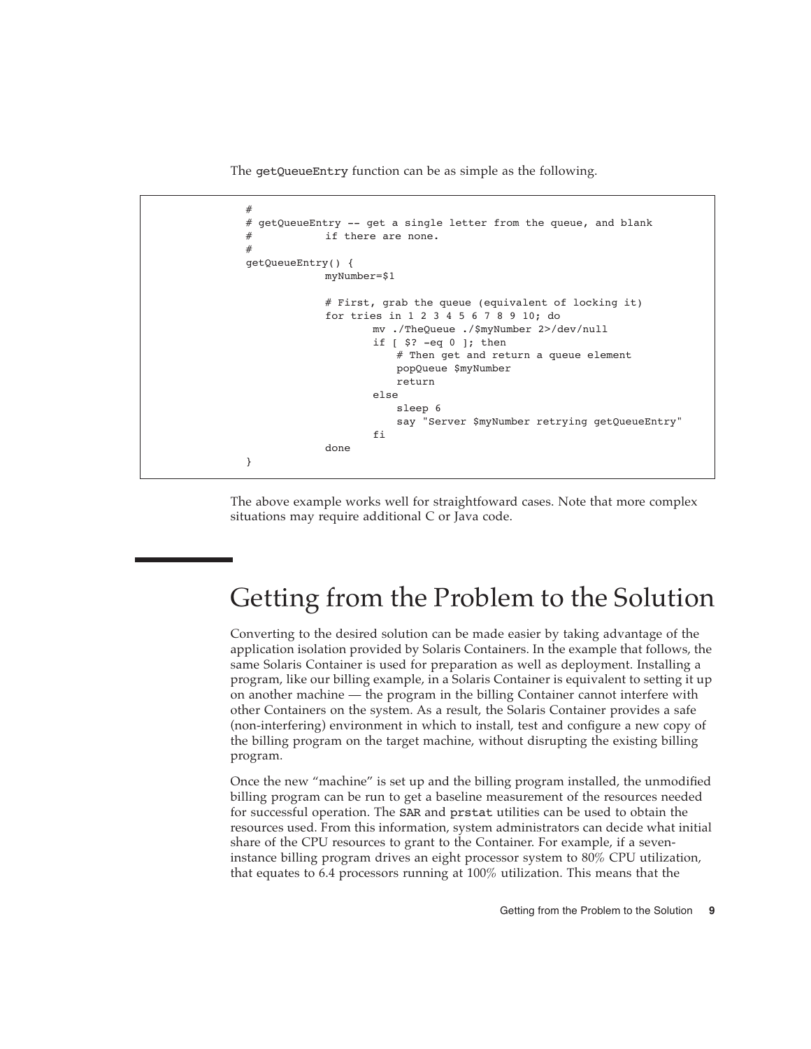The getQueueEntry function can be as simple as the following.

```
#
# getQueueEntry -- get a single letter from the queue, and blank
#           if there are none.
#
getQueueEntry() {
            myNumber=$1

            # First, grab the queue (equivalent of locking it)
            for tries in 1 2 3 4 5 6 7 8 9 10; do
                    mv ./TheQueue ./$myNumber 2>/dev/null
                    if [ $? -eq 0 ]; then
                        # Then get and return a queue element
                        popQueue $myNumber
                        return
                    else
                        sleep 6
                        say "Server $myNumber retrying getQueueEntry"
                    fi
            done
}
```

The above example works well for straightfoward cases. Note that more complex situations may require additional C or Java code.

## Getting from the Problem to the Solution

Converting to the desired solution can be made easier by taking advantage of the application isolation provided by Solaris Containers. In the example that follows, the same Solaris Container is used for preparation as well as deployment. Installing a program, like our billing example, in a Solaris Container is equivalent to setting it up on another machine — the program in the billing Container cannot interfere with other Containers on the system. As a result, the Solaris Container provides a safe (non-interfering) environment in which to install, test and configure a new copy of the billing program on the target machine, without disrupting the existing billing program.

Once the new "machine" is set up and the billing program installed, the unmodified billing program can be run to get a baseline measurement of the resources needed for successful operation. The SAR and prstat utilities can be used to obtain the resources used. From this information, system administrators can decide what initial share of the CPU resources to grant to the Container. For example, if a seven-instance billing program drives an eight processor system to 80% CPU utilization, that equates to 6.4 processors running at 100% utilization. This means that the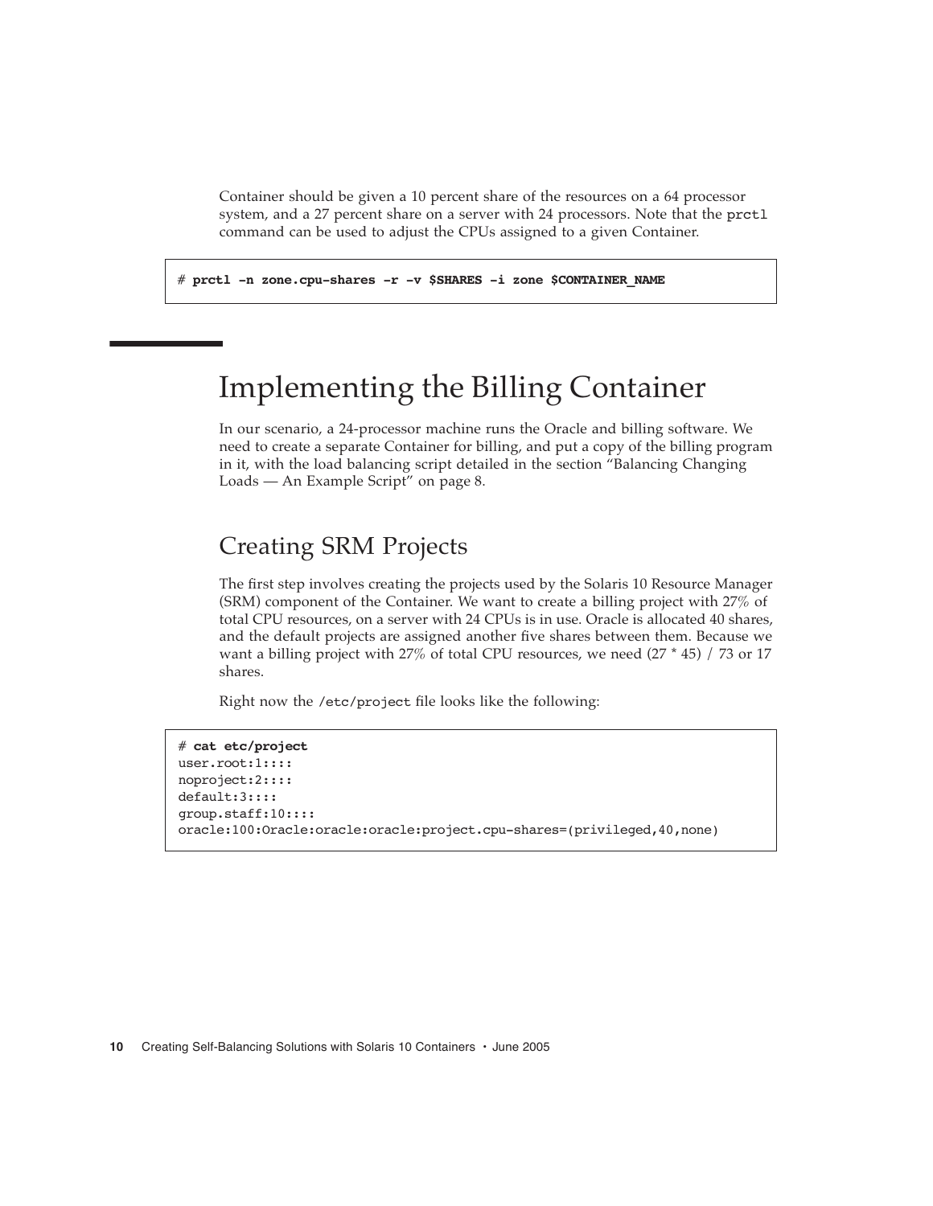Container should be given a 10 percent share of the resources on a 64 processor system, and a 27 percent share on a server with 24 processors. Note that the `prctl` command can be used to adjust the CPUs assigned to a given Container.

```
# prctl -n zone.cpu-shares -r -v $SHARES -i zone $CONTAINER_NAME
```

# Implementing the Billing Container

In our scenario, a 24-processor machine runs the Oracle and billing software. We need to create a separate Container for billing, and put a copy of the billing program in it, with the load balancing script detailed in the section “Balancing Changing Loads — An Example Script” on page 8.

## Creating SRM Projects

The first step involves creating the projects used by the Solaris 10 Resource Manager (SRM) component of the Container. We want to create a billing project with 27% of total CPU resources, on a server with 24 CPUs is in use. Oracle is allocated 40 shares, and the default projects are assigned another five shares between them. Because we want a billing project with 27% of total CPU resources, we need (27 * 45) / 73 or 17 shares.

Right now the `/etc/project` file looks like the following:

```
# cat etc/project
user.root:1::::
noproject:2::::
default:3::::
group.staff:10::::
oracle:100:Oracle:oracle:oracle:project.cpu-shares=(privileged,40,none)
```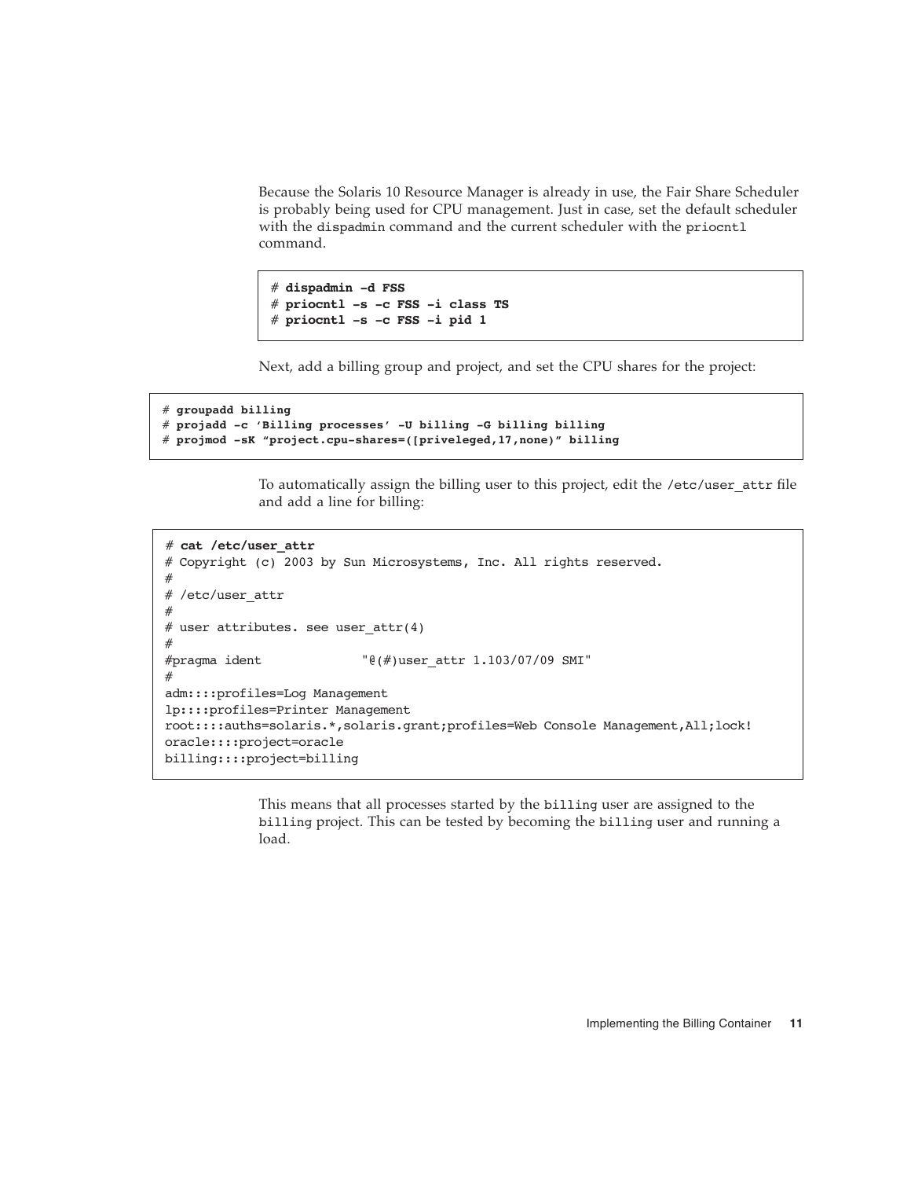Because the Solaris 10 Resource Manager is already in use, the Fair Share Scheduler is probably being used for CPU management. Just in case, set the default scheduler with the `dispadmin` command and the current scheduler with the `priocntl` command.

```
# dispadmin -d FSS
# priocntl -s -c FSS -i class TS
# priocntl -s -c FSS -i pid 1
```

Next, add a billing group and project, and set the CPU shares for the project:

```
# groupadd billing
# projadd -c 'Billing processes' -U billing -G billing billing
# projmod -sK "project.cpu-shares=(priveleged,17,none)" billing
```

To automatically assign the billing user to this project, edit the `/etc/user_attr` file and add a line for billing:

```
# cat /etc/user_attr
# Copyright (c) 2003 by Sun Microsystems, Inc. All rights reserved.
#
# /etc/user_attr
#
# user attributes. see user_attr(4)
#
#pragma ident             "@(#)user_attr 1.103/07/09 SMI"
#
adm::::profiles=Log Management
lp::::profiles=Printer Management
root::::auths=solaris.*,solaris.grant;profiles=Web Console Management,All;lock!
oracle::::project=oracle
billing::::project=billing
```

This means that all processes started by the `billing` user are assigned to the `billing` project. This can be tested by becoming the `billing` user and running a load.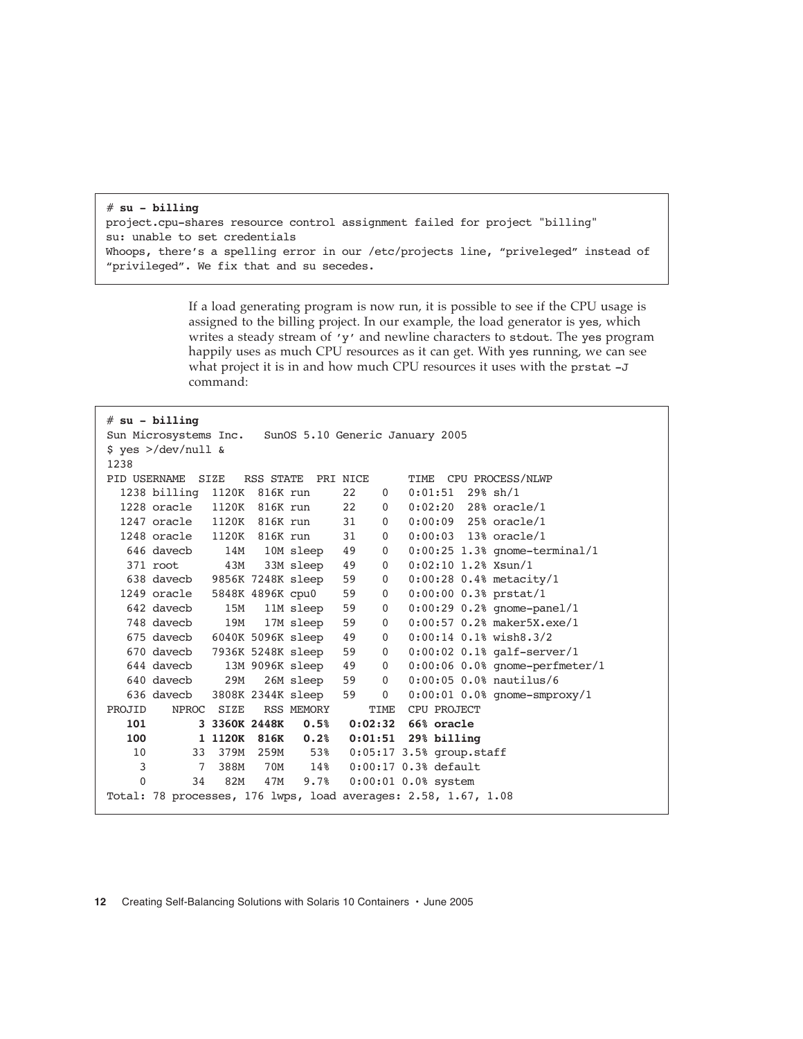```
# su - billing
project.cpu-shares resource control assignment failed for project "billing"
su: unable to set credentials
Whoops, there's a spelling error in our /etc/projects line, "priveleged" instead of
"privileged". We fix that and su secedes.
```

If a load generating program is now run, it is possible to see if the CPU usage is assigned to the billing project. In our example, the load generator is yes, which writes a steady stream of 'y' and newline characters to stdout. The yes program happily uses as much CPU resources as it can get. With yes running, we can see what project it is in and how much CPU resources it uses with the prstat -J command:

```
# su - billing
Sun Microsystems Inc.   SunOS 5.10 Generic January 2005
$ yes >/dev/null &
1238
PID USERNAME  SIZE   RSS STATE  PRI NICE      TIME  CPU PROCESS/NLWP
  1238 billing  1120K  816K run     22    0   0:01:51  29% sh/1
  1228 oracle   1120K  816K run     22    0   0:02:20  28% oracle/1
  1247 oracle   1120K  816K run     31    0   0:00:09  25% oracle/1
  1248 oracle   1120K  816K run     31    0   0:00:03  13% oracle/1
   646 davecb     14M   10M sleep   49    0   0:00:25 1.3% gnome-terminal/1
   371 root       43M   33M sleep   49    0   0:02:10 1.2% Xsun/1
   638 davecb   9856K 7248K sleep   59    0   0:00:28 0.4% metacity/1
  1249 oracle   5848K 4896K cpu0    59    0   0:00:00 0.3% prstat/1
   642 davecb     15M   11M sleep   59    0   0:00:29 0.2% gnome-panel/1
   748 davecb     19M   17M sleep   59    0   0:00:57 0.2% maker5X.exe/1
   675 davecb   6040K 5096K sleep   49    0   0:00:14 0.1% wish8.3/2
   670 davecb   7936K 5248K sleep   59    0   0:00:02 0.1% galf-server/1
   644 davecb     13M 9096K sleep   49    0   0:00:06 0.0% gnome-perfmeter/1
   640 davecb     29M   26M sleep   59    0   0:00:05 0.0% nautilus/6
   636 davecb   3808K 2344K sleep   59    0   0:00:01 0.0% gnome-smproxy/1
PROJID    NPROC  SIZE   RSS MEMORY      TIME  CPU PROJECT
   101        3 3360K 2448K   0.5%   0:02:32  66% oracle
   100        1 1120K  816K   0.2%   0:01:51  29% billing
    10       33  379M  259M    53%   0:05:17 3.5% group.staff
     3        7  388M   70M    14%   0:00:17 0.3% default
     0       34   82M   47M   9.7%   0:00:01 0.0% system
Total: 78 processes, 176 lwps, load averages: 2.58, 1.67, 1.08
```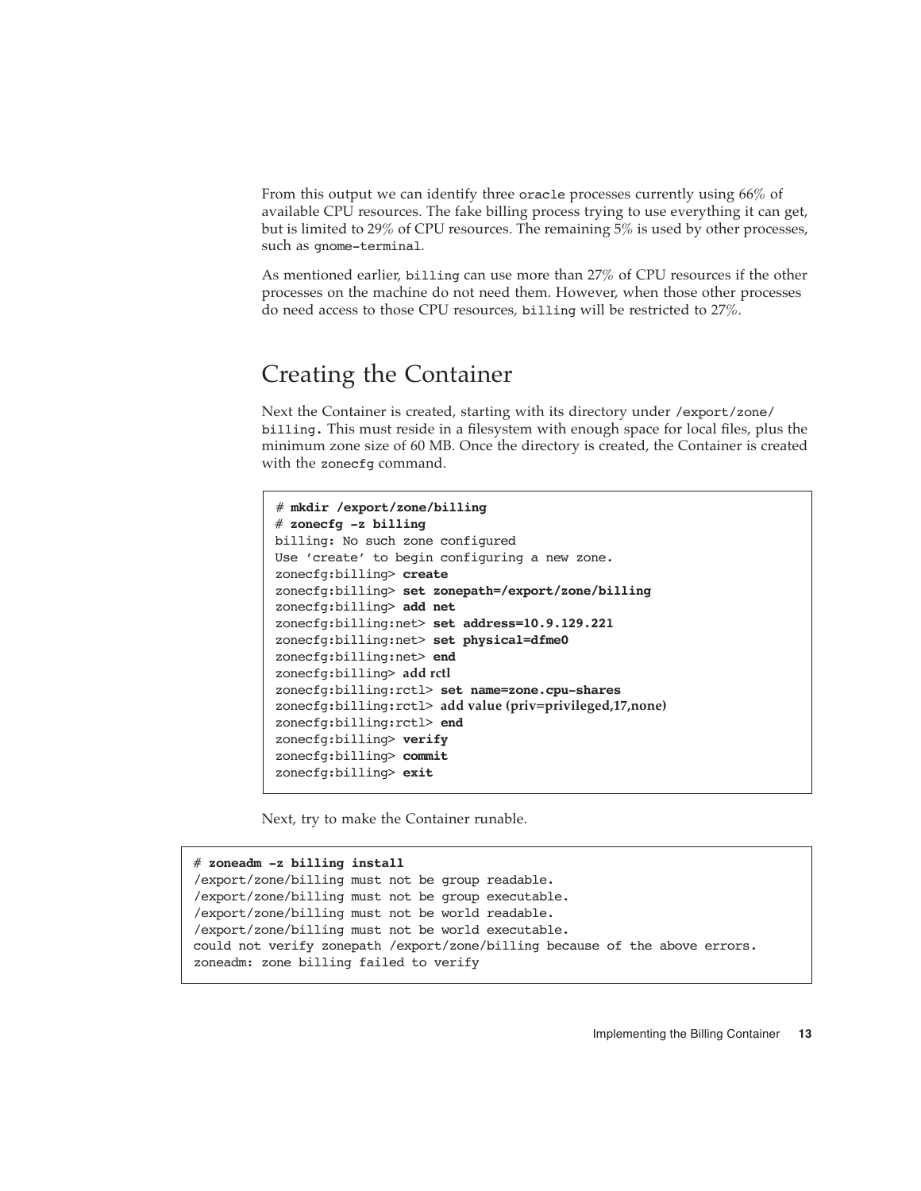From this output we can identify three oracle processes currently using 66% of available CPU resources. The fake billing process trying to use everything it can get, but is limited to 29% of CPU resources. The remaining 5% is used by other processes, such as gnome-terminal.

As mentioned earlier, billing can use more than 27% of CPU resources if the other processes on the machine do not need them. However, when those other processes do need access to those CPU resources, billing will be restricted to 27%.

## Creating the Container

Next the Container is created, starting with its directory under /export/zone/billing. This must reside in a filesystem with enough space for local files, plus the minimum zone size of 60 MB. Once the directory is created, the Container is created with the zonecfg command.

```
# mkdir /export/zone/billing
# zonecfg -z billing
billing: No such zone configured
Use 'create' to begin configuring a new zone.
zonecfg:billing> create
zonecfg:billing> set zonepath=/export/zone/billing
zonecfg:billing> add net
zonecfg:billing:net> set address=10.9.129.221
zonecfg:billing:net> set physical=dfme0
zonecfg:billing:net> end
zonecfg:billing> add rctl
zonecfg:billing:rctl> set name=zone.cpu-shares
zonecfg:billing:rctl> add value (priv=privileged,17,none)
zonecfg:billing:rctl> end
zonecfg:billing> verify
zonecfg:billing> commit
zonecfg:billing> exit
```

Next, try to make the Container runable.

```
# zoneadm -z billing install
/export/zone/billing must not be group readable.
/export/zone/billing must not be group executable.
/export/zone/billing must not be world readable.
/export/zone/billing must not be world executable.
could not verify zonepath /export/zone/billing because of the above errors.
zoneadm: zone billing failed to verify
```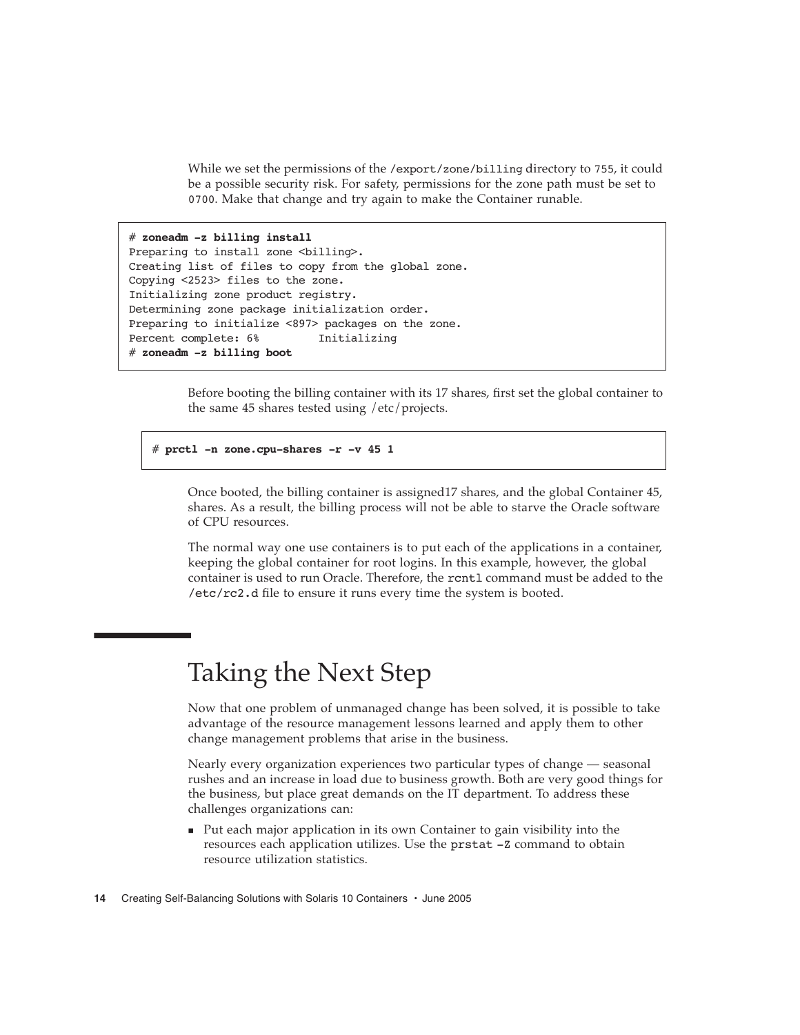While we set the permissions of the /export/zone/billing directory to 755, it could be a possible security risk. For safety, permissions for the zone path must be set to 0700. Make that change and try again to make the Container runable.

```
# zoneadm -z billing install
Preparing to install zone <billing>.
Creating list of files to copy from the global zone.
Copying <2523> files to the zone.
Initializing zone product registry.
Determining zone package initialization order.
Preparing to initialize <897> packages on the zone.
Percent complete: 6%        Initializing
# zoneadm -z billing boot
```

Before booting the billing container with its 17 shares, first set the global container to the same 45 shares tested using /etc/projects.

```
# prctl -n zone.cpu-shares -r -v 45 1
```

Once booted, the billing container is assigned17 shares, and the global Container 45, shares. As a result, the billing process will not be able to starve the Oracle software of CPU resources.

The normal way one use containers is to put each of the applications in a container, keeping the global container for root logins. In this example, however, the global container is used to run Oracle. Therefore, the rcntl command must be added to the /etc/rc2.d file to ensure it runs every time the system is booted.

# Taking the Next Step

Now that one problem of unmanaged change has been solved, it is possible to take advantage of the resource management lessons learned and apply them to other change management problems that arise in the business.

Nearly every organization experiences two particular types of change — seasonal rushes and an increase in load due to business growth. Both are very good things for the business, but place great demands on the IT department. To address these challenges organizations can:

- Put each major application in its own Container to gain visibility into the resources each application utilizes. Use the prstat -Z command to obtain resource utilization statistics.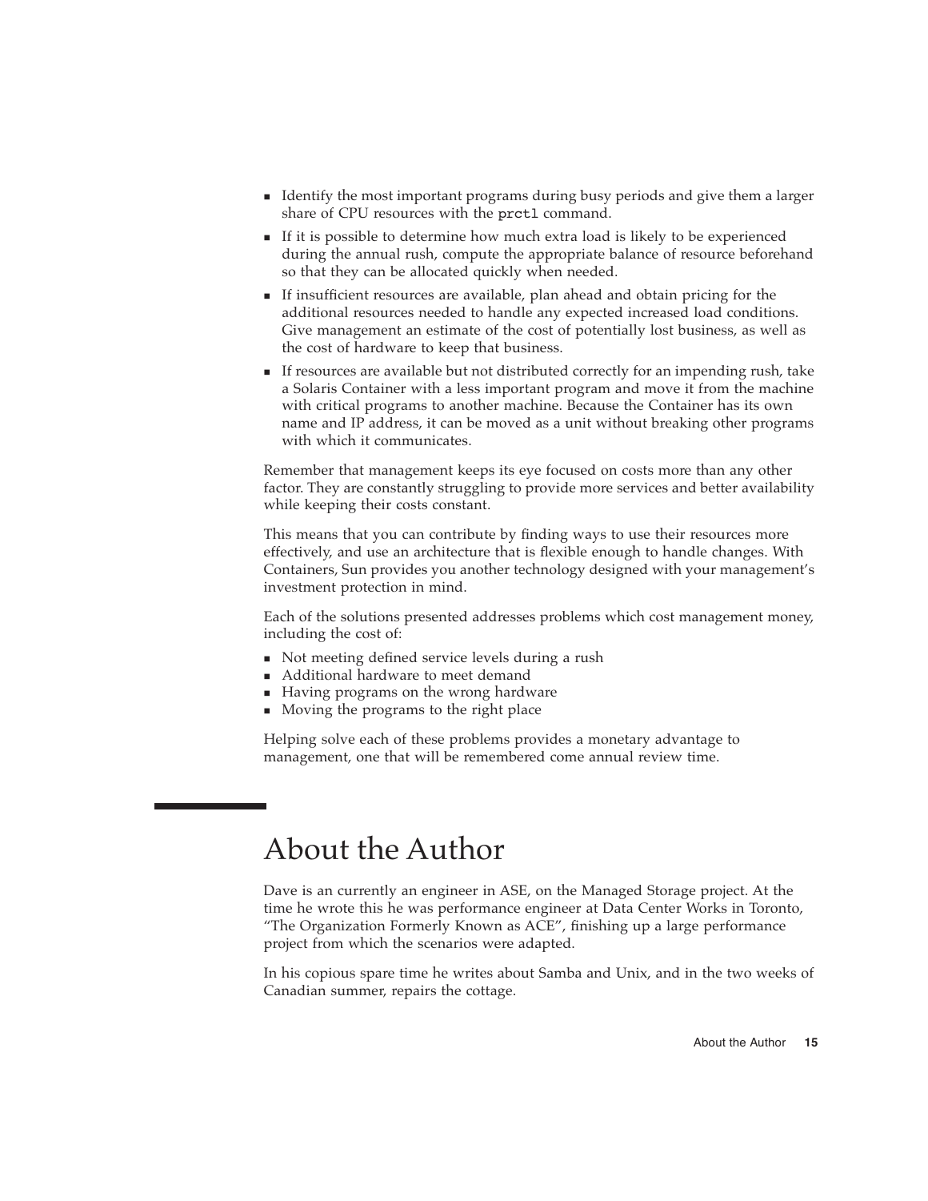- Identify the most important programs during busy periods and give them a larger share of CPU resources with the `prctl` command.
- If it is possible to determine how much extra load is likely to be experienced during the annual rush, compute the appropriate balance of resource beforehand so that they can be allocated quickly when needed.
- If insufficient resources are available, plan ahead and obtain pricing for the additional resources needed to handle any expected increased load conditions. Give management an estimate of the cost of potentially lost business, as well as the cost of hardware to keep that business.
- If resources are available but not distributed correctly for an impending rush, take a Solaris Container with a less important program and move it from the machine with critical programs to another machine. Because the Container has its own name and IP address, it can be moved as a unit without breaking other programs with which it communicates.

Remember that management keeps its eye focused on costs more than any other factor. They are constantly struggling to provide more services and better availability while keeping their costs constant.

This means that you can contribute by finding ways to use their resources more effectively, and use an architecture that is flexible enough to handle changes. With Containers, Sun provides you another technology designed with your management's investment protection in mind.

Each of the solutions presented addresses problems which cost management money, including the cost of:

- Not meeting defined service levels during a rush
- Additional hardware to meet demand
- Having programs on the wrong hardware
- Moving the programs to the right place

Helping solve each of these problems provides a monetary advantage to management, one that will be remembered come annual review time.

# About the Author

Dave is an currently an engineer in ASE, on the Managed Storage project. At the time he wrote this he was performance engineer at Data Center Works in Toronto, "The Organization Formerly Known as ACE", finishing up a large performance project from which the scenarios were adapted.

In his copious spare time he writes about Samba and Unix, and in the two weeks of Canadian summer, repairs the cottage.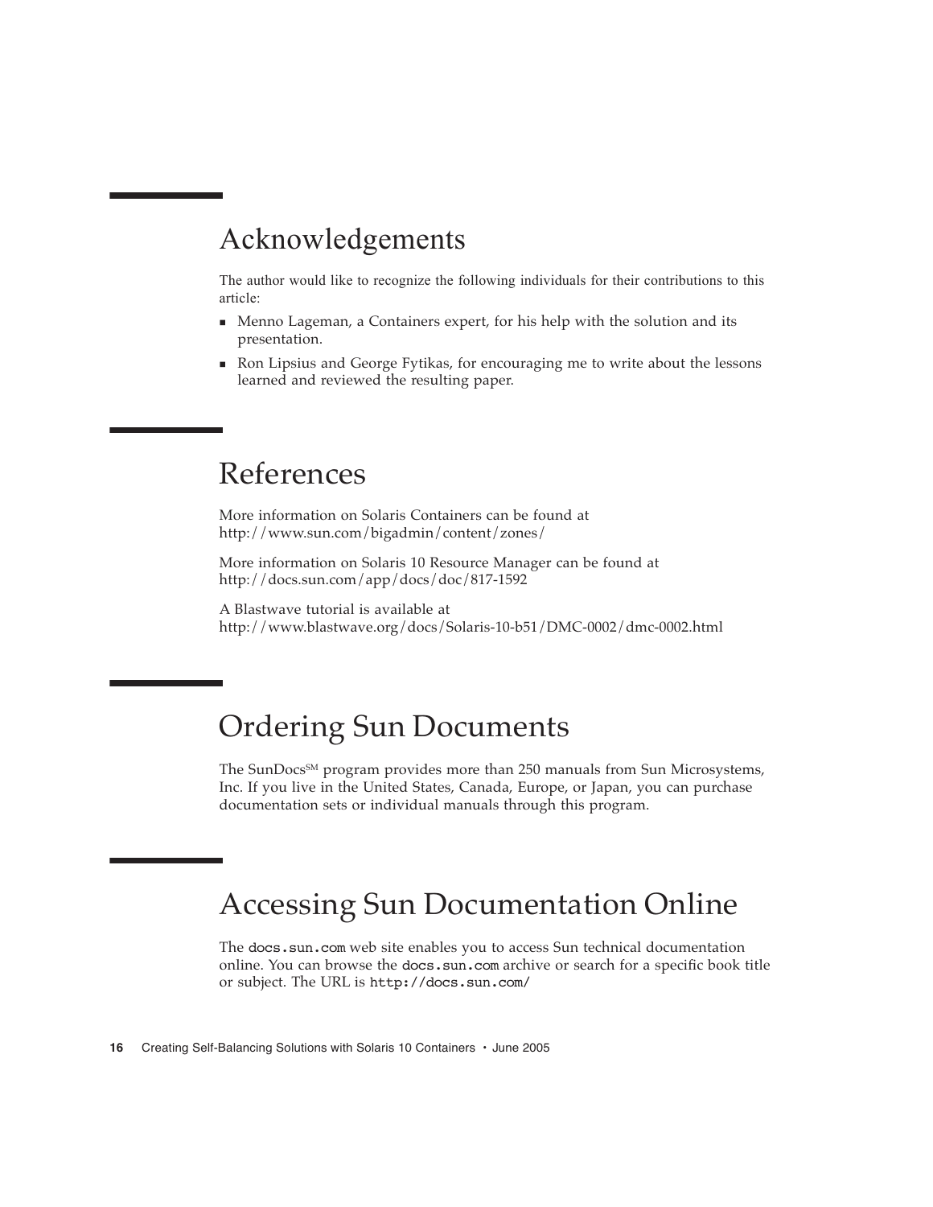# Acknowledgements

The author would like to recognize the following individuals for their contributions to this article:

- Menno Lageman, a Containers expert, for his help with the solution and its presentation.
- Ron Lipsius and George Fytikas, for encouraging me to write about the lessons learned and reviewed the resulting paper.

# References

More information on Solaris Containers can be found at http://www.sun.com/bigadmin/content/zones/

More information on Solaris 10 Resource Manager can be found at http://docs.sun.com/app/docs/doc/817-1592

A Blastwave tutorial is available at http://www.blastwave.org/docs/Solaris-10-b51/DMC-0002/dmc-0002.html

# Ordering Sun Documents

The SunDocs[SM] program provides more than 250 manuals from Sun Microsystems, Inc. If you live in the United States, Canada, Europe, or Japan, you can purchase documentation sets or individual manuals through this program.

# Accessing Sun Documentation Online

The `docs.sun.com` web site enables you to access Sun technical documentation online. You can browse the `docs.sun.com` archive or search for a specific book title or subject. The URL is `http://docs.sun.com/`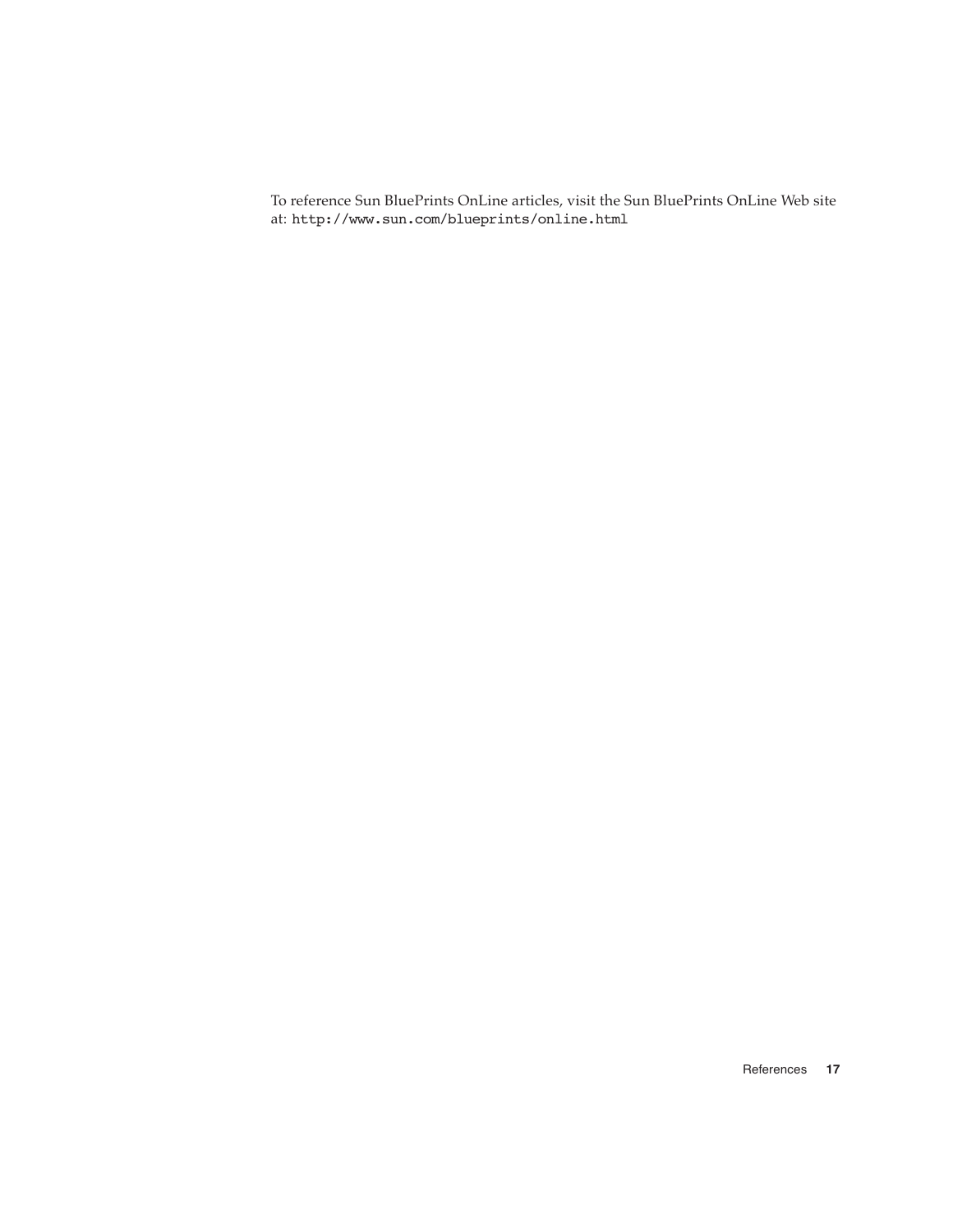To reference Sun BluePrints OnLine articles, visit the Sun BluePrints OnLine Web site at: `http://www.sun.com/blueprints/online.html`